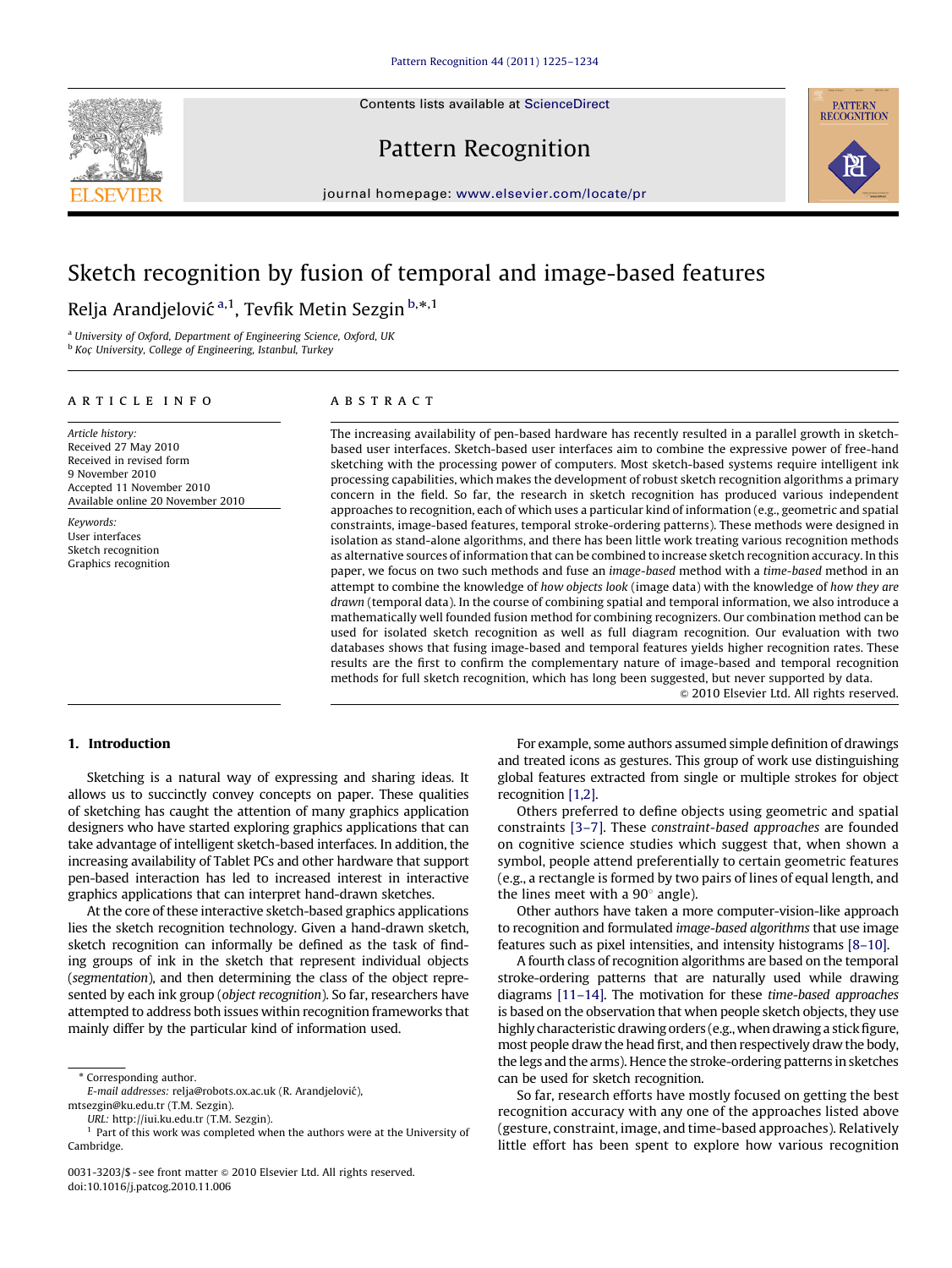# Sketch recognition by fusion of temporal and image-based features

Relja Arandjelović [a,1], Tevfik Metin Sezgin [b,*,1]

[a] University of Oxford, Department of Engineering Science, Oxford, UK
[b] Koç University, College of Engineering, Istanbul, Turkey

**ARTICLE INFO**

*Article history:*
Received 27 May 2010
Received in revised form
9 November 2010
Accepted 11 November 2010
Available online 20 November 2010

*Keywords:*
User interfaces
Sketch recognition
Graphics recognition

**ABSTRACT**

The increasing availability of pen-based hardware has recently resulted in a parallel growth in sketch-based user interfaces. Sketch-based user interfaces aim to combine the expressive power of free-hand sketching with the processing power of computers. Most sketch-based systems require intelligent ink processing capabilities, which makes the development of robust sketch recognition algorithms a primary concern in the field. So far, the research in sketch recognition has produced various independent approaches to recognition, each of which uses a particular kind of information (e.g., geometric and spatial constraints, image-based features, temporal stroke-ordering patterns). These methods were designed in isolation as stand-alone algorithms, and there has been little work treating various recognition methods as alternative sources of information that can be combined to increase sketch recognition accuracy. In this paper, we focus on two such methods and fuse an *image-based* method with a *time-based* method in an attempt to combine the knowledge of *how objects look* (image data) with the knowledge of *how they are drawn* (temporal data). In the course of combining spatial and temporal information, we also introduce a mathematically well founded fusion method for combining recognizers. Our combination method can be used for isolated sketch recognition as well as full diagram recognition. Our evaluation with two databases shows that fusing image-based and temporal features yields higher recognition rates. These results are the first to confirm the complementary nature of image-based and temporal recognition methods for full sketch recognition, which has long been suggested, but never supported by data.

© 2010 Elsevier Ltd. All rights reserved.

## 1. Introduction

Sketching is a natural way of expressing and sharing ideas. It allows us to succinctly convey concepts on paper. These qualities of sketching has caught the attention of many graphics application designers who have started exploring graphics applications that can take advantage of intelligent sketch-based interfaces. In addition, the increasing availability of Tablet PCs and other hardware that support pen-based interaction has led to increased interest in interactive graphics applications that can interpret hand-drawn sketches.

At the core of these interactive sketch-based graphics applications lies the sketch recognition technology. Given a hand-drawn sketch, sketch recognition can informally be defined as the task of finding groups of ink in the sketch that represent individual objects (*segmentation*), and then determining the class of the object represented by each ink group (*object recognition*). So far, researchers have attempted to address both issues within recognition frameworks that mainly differ by the particular kind of information used.

For example, some authors assumed simple definition of drawings and treated icons as gestures. This group of work use distinguishing global features extracted from single or multiple strokes for object recognition [1,2].

Others preferred to define objects using geometric and spatial constraints [3–7]. These *constraint-based approaches* are founded on cognitive science studies which suggest that, when shown a symbol, people attend preferentially to certain geometric features (e.g., a rectangle is formed by two pairs of lines of equal length, and the lines meet with a 90° angle).

Other authors have taken a more computer-vision-like approach to recognition and formulated *image-based algorithms* that use image features such as pixel intensities, and intensity histograms [8–10].

A fourth class of recognition algorithms are based on the temporal stroke-ordering patterns that are naturally used while drawing diagrams [11–14]. The motivation for these *time-based approaches* is based on the observation that when people sketch objects, they use highly characteristic drawing orders (e.g., when drawing a stick figure, most people draw the head first, and then respectively draw the body, the legs and the arms). Hence the stroke-ordering patterns in sketches can be used for sketch recognition.

So far, research efforts have mostly focused on getting the best recognition accuracy with any one of the approaches listed above (gesture, constraint, image, and time-based approaches). Relatively little effort has been spent to explore how various recognition

---

* Corresponding author.
*E-mail addresses:* relja@robots.ox.ac.uk (R. Arandjelović), mtsezgin@ku.edu.tr (T.M. Sezgin).
*URL:* http://iui.ku.edu.tr (T.M. Sezgin).
[1] Part of this work was completed when the authors were at the University of Cambridge.

0031-3203/$ - see front matter © 2010 Elsevier Ltd. All rights reserved.
doi:10.1016/j.patcog.2010.11.006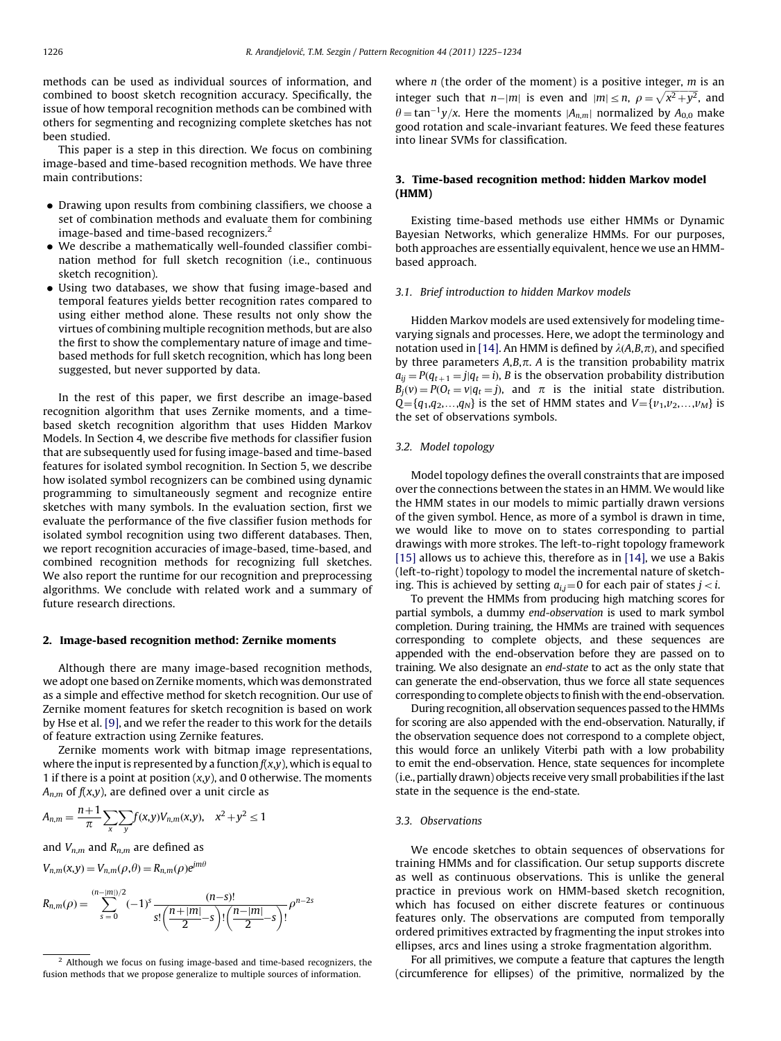methods can be used as individual sources of information, and combined to boost sketch recognition accuracy. Specifically, the issue of how temporal recognition methods can be combined with others for segmenting and recognizing complete sketches has not been studied.

This paper is a step in this direction. We focus on combining image-based and time-based recognition methods. We have three main contributions:

- Drawing upon results from combining classifiers, we choose a set of combination methods and evaluate them for combining image-based and time-based recognizers.[2]
- We describe a mathematically well-founded classifier combination method for full sketch recognition (i.e., continuous sketch recognition).
- Using two databases, we show that fusing image-based and temporal features yields better recognition rates compared to using either method alone. These results not only show the virtues of combining multiple recognition methods, but are also the first to show the complementary nature of image and time-based methods for full sketch recognition, which has long been suggested, but never supported by data.

In the rest of this paper, we first describe an image-based recognition algorithm that uses Zernike moments, and a time-based sketch recognition algorithm that uses Hidden Markov Models. In Section 4, we describe five methods for classifier fusion that are subsequently used for fusing image-based and time-based features for isolated symbol recognition. In Section 5, we describe how isolated symbol recognizers can be combined using dynamic programming to simultaneously segment and recognize entire sketches with many symbols. In the evaluation section, first we evaluate the performance of the five classifier fusion methods for isolated symbol recognition using two different databases. Then, we report recognition accuracies of image-based, time-based, and combined recognition methods for recognizing full sketches. We also report the runtime for our recognition and preprocessing algorithms. We conclude with related work and a summary of future research directions.

## 2. Image-based recognition method: Zernike moments

Although there are many image-based recognition methods, we adopt one based on Zernike moments, which was demonstrated as a simple and effective method for sketch recognition. Our use of Zernike moment features for sketch recognition is based on work by Hse et al. [9], and we refer the reader to this work for the details of feature extraction using Zernike features.

Zernike moments work with bitmap image representations, where the input is represented by a function $f(x,y)$, which is equal to 1 if there is a point at position $(x,y)$, and 0 otherwise. The moments $A_{n,m}$ of $f(x,y)$, are defined over a unit circle as

$$A_{n,m} = \frac{n+1}{\pi} \sum_x \sum_y f(x,y) V_{n,m}(x,y), \quad x^2+y^2 \leq 1$$

and $V_{n,m}$ and $R_{n,m}$ are defined as

$$V_{n,m}(x,y) = V_{n,m}(\rho,\theta) = R_{n,m}(\rho) e^{jm\theta}$$

$$R_{n,m}(\rho) = \sum_{s=0}^{(n-|m|)/2} (-1)^s \frac{(n-s)!}{s!\left(\frac{n+|m|}{2}-s\right)!\left(\frac{n-|m|}{2}-s\right)!} \rho^{n-2s}$$

where $n$ (the order of the moment) is a positive integer, $m$ is an integer such that $n-|m|$ is even and $|m| \leq n$, $\rho = \sqrt{x^2+y^2}$, and $\theta = \tan^{-1} y/x$. Here the moments $|A_{n,m}|$ normalized by $A_{0,0}$ make good rotation and scale-invariant features. We feed these features into linear SVMs for classification.

## 3. Time-based recognition method: hidden Markov model (HMM)

Existing time-based methods use either HMMs or Dynamic Bayesian Networks, which generalize HMMs. For our purposes, both approaches are essentially equivalent, hence we use an HMM-based approach.

### 3.1. Brief introduction to hidden Markov models

Hidden Markov models are used extensively for modeling time-varying signals and processes. Here, we adopt the terminology and notation used in [14]. An HMM is defined by $\lambda(A,B,\pi)$, and specified by three parameters $A,B,\pi$. $A$ is the transition probability matrix $a_{ij} = P(q_{t+1} = j | q_t = i)$, $B$ is the observation probability distribution $B_j(v) = P(O_t = v | q_t = j)$, and $\pi$ is the initial state distribution. $Q = \{q_1, q_2, \ldots, q_N\}$ is the set of HMM states and $V = \{v_1, v_2, \ldots, v_M\}$ is the set of observations symbols.

### 3.2. Model topology

Model topology defines the overall constraints that are imposed over the connections between the states in an HMM. We would like the HMM states in our models to mimic partially drawn versions of the given symbol. Hence, as more of a symbol is drawn in time, we would like to move on to states corresponding to partial drawings with more strokes. The left-to-right topology framework [15] allows us to achieve this, therefore as in [14], we use a Bakis (left-to-right) topology to model the incremental nature of sketching. This is achieved by setting $a_{i,j} = 0$ for each pair of states $j < i$.

To prevent the HMMs from producing high matching scores for partial symbols, a dummy *end-observation* is used to mark symbol completion. During training, the HMMs are trained with sequences corresponding to complete objects, and these sequences are appended with the end-observation before they are passed on to training. We also designate an *end-state* to act as the only state that can generate the end-observation, thus we force all state sequences corresponding to complete objects to finish with the end-observation.

During recognition, all observation sequences passed to the HMMs for scoring are also appended with the end-observation. Naturally, if the observation sequence does not correspond to a complete object, this would force an unlikely Viterbi path with a low probability to emit the end-observation. Hence, state sequences for incomplete (i.e., partially drawn) objects receive very small probabilities if the last state in the sequence is the end-state.

### 3.3. Observations

We encode sketches to obtain sequences of observations for training HMMs and for classification. Our setup supports discrete as well as continuous observations. This is unlike the general practice in previous work on HMM-based sketch recognition, which has focused on either discrete features or continuous features only. The observations are computed from temporally ordered primitives extracted by fragmenting the input strokes into ellipses, arcs and lines using a stroke fragmentation algorithm.

For all primitives, we compute a feature that captures the length (circumference for ellipses) of the primitive, normalized by the

[2] Although we focus on fusing image-based and time-based recognizers, the fusion methods that we propose generalize to multiple sources of information.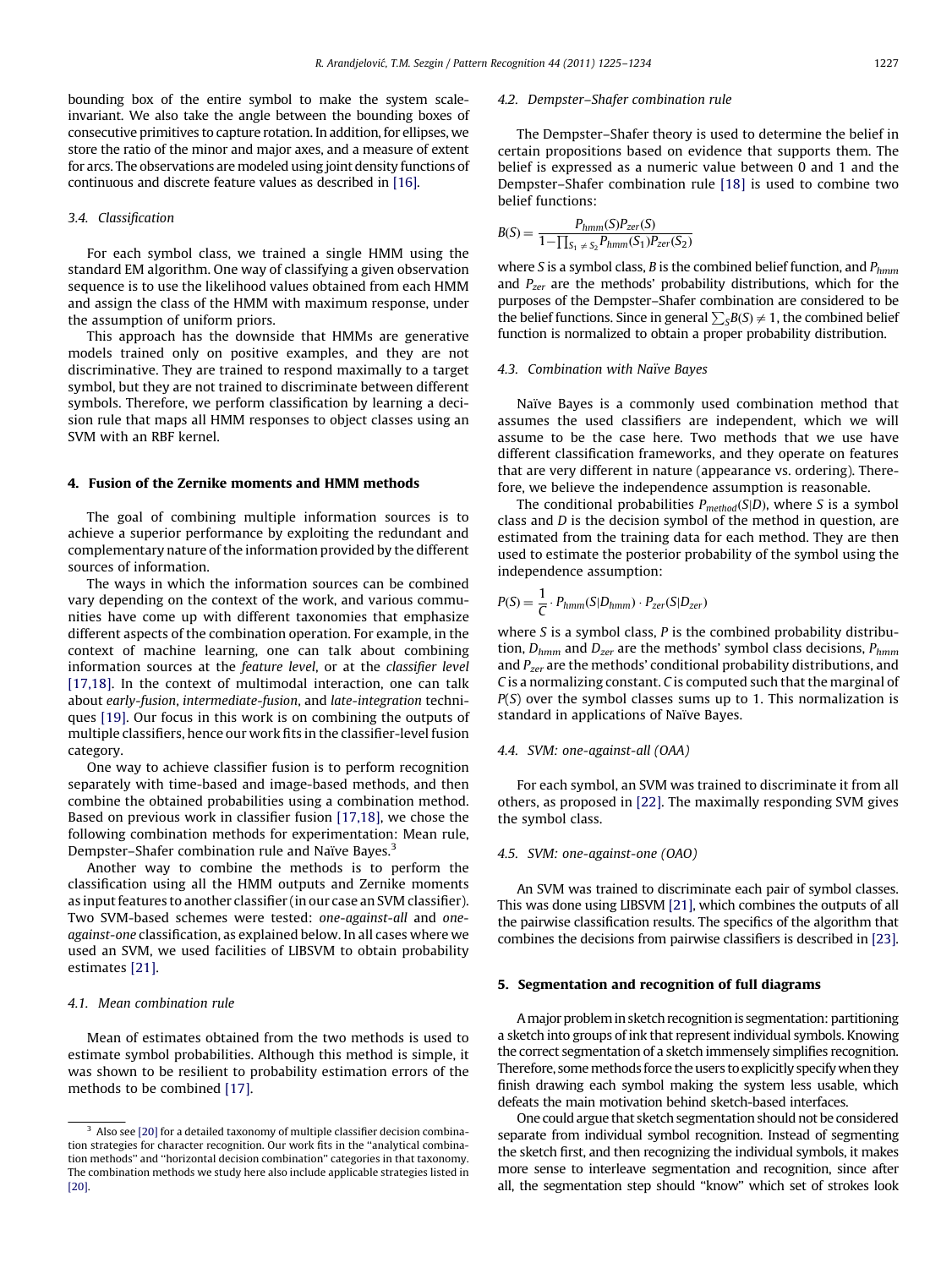bounding box of the entire symbol to make the system scale-invariant. We also take the angle between the bounding boxes of consecutive primitives to capture rotation. In addition, for ellipses, we store the ratio of the minor and major axes, and a measure of extent for arcs. The observations are modeled using joint density functions of continuous and discrete feature values as described in [16].

### 3.4. Classification

For each symbol class, we trained a single HMM using the standard EM algorithm. One way of classifying a given observation sequence is to use the likelihood values obtained from each HMM and assign the class of the HMM with maximum response, under the assumption of uniform priors.

This approach has the downside that HMMs are generative models trained only on positive examples, and they are not discriminative. They are trained to respond maximally to a target symbol, but they are not trained to discriminate between different symbols. Therefore, we perform classification by learning a decision rule that maps all HMM responses to object classes using an SVM with an RBF kernel.

## 4. Fusion of the Zernike moments and HMM methods

The goal of combining multiple information sources is to achieve a superior performance by exploiting the redundant and complementary nature of the information provided by the different sources of information.

The ways in which the information sources can be combined vary depending on the context of the work, and various communities have come up with different taxonomies that emphasize different aspects of the combination operation. For example, in the context of machine learning, one can talk about combining information sources at the *feature level*, or at the *classifier level* [17,18]. In the context of multimodal interaction, one can talk about *early-fusion*, *intermediate-fusion*, and *late-integration* techniques [19]. Our focus in this work is on combining the outputs of multiple classifiers, hence our work fits in the classifier-level fusion category.

One way to achieve classifier fusion is to perform recognition separately with time-based and image-based methods, and then combine the obtained probabilities using a combination method. Based on previous work in classifier fusion [17,18], we chose the following combination methods for experimentation: Mean rule, Dempster–Shafer combination rule and Naïve Bayes.[3]

Another way to combine the methods is to perform the classification using all the HMM outputs and Zernike moments as input features to another classifier (in our case an SVM classifier). Two SVM-based schemes were tested: *one-against-all* and *one-against-one* classification, as explained below. In all cases where we used an SVM, we used facilities of LIBSVM to obtain probability estimates [21].

### 4.1. Mean combination rule

Mean of estimates obtained from the two methods is used to estimate symbol probabilities. Although this method is simple, it was shown to be resilient to probability estimation errors of the methods to be combined [17].

### 4.2. Dempster–Shafer combination rule

The Dempster–Shafer theory is used to determine the belief in certain propositions based on evidence that supports them. The belief is expressed as a numeric value between 0 and 1 and the Dempster–Shafer combination rule [18] is used to combine two belief functions:

$$B(S) = \frac{P_{hmm}(S)P_{zer}(S)}{1-\prod_{S_1 \neq S_2} P_{hmm}(S_1)P_{zer}(S_2)}$$

where $S$ is a symbol class, $B$ is the combined belief function, and $P_{hmm}$ and $P_{zer}$ are the methods' probability distributions, which for the purposes of the Dempster–Shafer combination are considered to be the belief functions. Since in general $\sum_S B(S) \neq 1$, the combined belief function is normalized to obtain a proper probability distribution.

### 4.3. Combination with Naïve Bayes

Naïve Bayes is a commonly used combination method that assumes the used classifiers are independent, which we will assume to be the case here. Two methods that we use have different classification frameworks, and they operate on features that are very different in nature (appearance vs. ordering). Therefore, we believe the independence assumption is reasonable.

The conditional probabilities $P_{method}(S|D)$, where $S$ is a symbol class and $D$ is the decision symbol of the method in question, are estimated from the training data for each method. They are then used to estimate the posterior probability of the symbol using the independence assumption:

$$P(S) = \frac{1}{C} \cdot P_{hmm}(S|D_{hmm}) \cdot P_{zer}(S|D_{zer})$$

where $S$ is a symbol class, $P$ is the combined probability distribution, $D_{hmm}$ and $D_{zer}$ are the methods' symbol class decisions, $P_{hmm}$ and $P_{zer}$ are the methods' conditional probability distributions, and $C$ is a normalizing constant. $C$ is computed such that the marginal of $P(S)$ over the symbol classes sums up to 1. This normalization is standard in applications of Naïve Bayes.

### 4.4. SVM: one-against-all (OAA)

For each symbol, an SVM was trained to discriminate it from all others, as proposed in [22]. The maximally responding SVM gives the symbol class.

### 4.5. SVM: one-against-one (OAO)

An SVM was trained to discriminate each pair of symbol classes. This was done using LIBSVM [21], which combines the outputs of all the pairwise classification results. The specifics of the algorithm that combines the decisions from pairwise classifiers is described in [23].

## 5. Segmentation and recognition of full diagrams

A major problem in sketch recognition is segmentation: partitioning a sketch into groups of ink that represent individual symbols. Knowing the correct segmentation of a sketch immensely simplifies recognition. Therefore, some methods force the users to explicitly specify when they finish drawing each symbol making the system less usable, which defeats the main motivation behind sketch-based interfaces.

One could argue that sketch segmentation should not be considered separate from individual symbol recognition. Instead of segmenting the sketch first, and then recognizing the individual symbols, it makes more sense to interleave segmentation and recognition, since after all, the segmentation step should "know" which set of strokes look

---

[3] Also see [20] for a detailed taxonomy of multiple classifier decision combination strategies for character recognition. Our work fits in the "analytical combination methods" and "horizontal decision combination" categories in that taxonomy. The combination methods we study here also include applicable strategies listed in [20].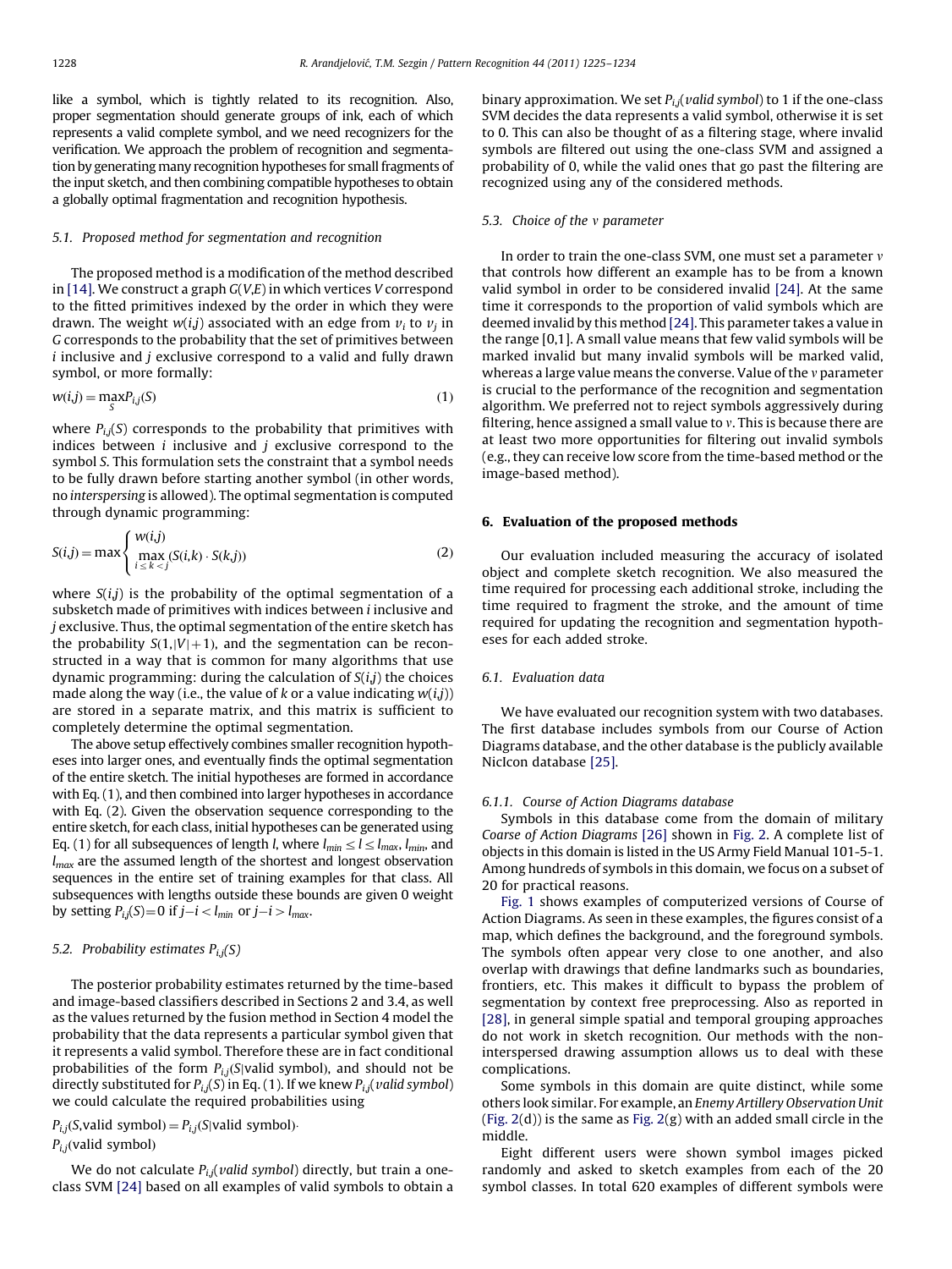like a symbol, which is tightly related to its recognition. Also, proper segmentation should generate groups of ink, each of which represents a valid complete symbol, and we need recognizers for the verification. We approach the problem of recognition and segmentation by generating many recognition hypotheses for small fragments of the input sketch, and then combining compatible hypotheses to obtain a globally optimal fragmentation and recognition hypothesis.

### 5.1. Proposed method for segmentation and recognition

The proposed method is a modification of the method described in [14]. We construct a graph $G(V,E)$ in which vertices $V$ correspond to the fitted primitives indexed by the order in which they were drawn. The weight $w(i,j)$ associated with an edge from $v_i$ to $v_j$ in $G$ corresponds to the probability that the set of primitives between $i$ inclusive and $j$ exclusive correspond to a valid and fully drawn symbol, or more formally:

$$w(i,j) = \max_S P_{i,j}(S) \tag{1}$$

where $P_{i,j}(S)$ corresponds to the probability that primitives with indices between $i$ inclusive and $j$ exclusive correspond to the symbol $S$. This formulation sets the constraint that a symbol needs to be fully drawn before starting another symbol (in other words, no *interspersing* is allowed). The optimal segmentation is computed through dynamic programming:

$$S(i,j) = \max \begin{cases} w(i,j) \\ \max\limits_{i \le k < j} (S(i,k) \cdot S(k,j)) \end{cases} \tag{2}$$

where $S(i,j)$ is the probability of the optimal segmentation of a subsketch made of primitives with indices between $i$ inclusive and $j$ exclusive. Thus, the optimal segmentation of the entire sketch has the probability $S(1,|V|+1)$, and the segmentation can be reconstructed in a way that is common for many algorithms that use dynamic programming: during the calculation of $S(i,j)$ the choices made along the way (i.e., the value of $k$ or a value indicating $w(i,j)$) are stored in a separate matrix, and this matrix is sufficient to completely determine the optimal segmentation.

The above setup effectively combines smaller recognition hypotheses into larger ones, and eventually finds the optimal segmentation of the entire sketch. The initial hypotheses are formed in accordance with Eq. (1), and then combined into larger hypotheses in accordance with Eq. (2). Given the observation sequence corresponding to the entire sketch, for each class, initial hypotheses can be generated using Eq. (1) for all subsequences of length $l$, where $l_{min} \le l \le l_{max}$, $l_{min}$, and $l_{max}$ are the assumed length of the shortest and longest observation sequences in the entire set of training examples for that class. All subsequences with lengths outside these bounds are given 0 weight by setting $P_{i,j}(S)=0$ if $j-i < l_{min}$ or $j-i > l_{max}$.

### 5.2. Probability estimates $P_{i,j}(S)$

The posterior probability estimates returned by the time-based and image-based classifiers described in Sections 2 and 3.4, as well as the values returned by the fusion method in Section 4 model the probability that the data represents a particular symbol given that it represents a valid symbol. Therefore these are in fact conditional probabilities of the form $P_{i,j}(S|\text{valid symbol})$, and should not be directly substituted for $P_{i,j}(S)$ in Eq. (1). If we knew $P_{i,j}(\textit{valid symbol})$ we could calculate the required probabilities using

$$P_{i,j}(S,\text{valid symbol}) = P_{i,j}(S|\text{valid symbol}) \cdot P_{i,j}(\text{valid symbol})$$

We do not calculate $P_{i,j}(\textit{valid symbol})$ directly, but train a one-class SVM [24] based on all examples of valid symbols to obtain a binary approximation. We set $P_{i,j}(\textit{valid symbol})$ to 1 if the one-class SVM decides the data represents a valid symbol, otherwise it is set to 0. This can also be thought of as a filtering stage, where invalid symbols are filtered out using the one-class SVM and assigned a probability of 0, while the valid ones that go past the filtering are recognized using any of the considered methods.

### 5.3. Choice of the $\nu$ parameter

In order to train the one-class SVM, one must set a parameter $\nu$ that controls how different an example has to be from a known valid symbol in order to be considered invalid [24]. At the same time it corresponds to the proportion of valid symbols which are deemed invalid by this method [24]. This parameter takes a value in the range [0,1]. A small value means that few valid symbols will be marked invalid but many invalid symbols will be marked valid, whereas a large value means the converse. Value of the $\nu$ parameter is crucial to the performance of the recognition and segmentation algorithm. We preferred not to reject symbols aggressively during filtering, hence assigned a small value to $\nu$. This is because there are at least two more opportunities for filtering out invalid symbols (e.g., they can receive low score from the time-based method or the image-based method).

## 6. Evaluation of the proposed methods

Our evaluation included measuring the accuracy of isolated object and complete sketch recognition. We also measured the time required for processing each additional stroke, including the time required to fragment the stroke, and the amount of time required for updating the recognition and segmentation hypotheses for each added stroke.

### 6.1. Evaluation data

We have evaluated our recognition system with two databases. The first database includes symbols from our Course of Action Diagrams database, and the other database is the publicly available NicIcon database [25].

#### 6.1.1. Course of Action Diagrams database

Symbols in this database come from the domain of military *Coarse of Action Diagrams* [26] shown in Fig. 2. A complete list of objects in this domain is listed in the US Army Field Manual 101-5-1. Among hundreds of symbols in this domain, we focus on a subset of 20 for practical reasons.

Fig. 1 shows examples of computerized versions of Course of Action Diagrams. As seen in these examples, the figures consist of a map, which defines the background, and the foreground symbols. The symbols often appear very close to one another, and also overlap with drawings that define landmarks such as boundaries, frontiers, etc. This makes it difficult to bypass the problem of segmentation by context free preprocessing. Also as reported in [28], in general simple spatial and temporal grouping approaches do not work in sketch recognition. Our methods with the non-interspersed drawing assumption allows us to deal with these complications.

Some symbols in this domain are quite distinct, while some others look similar. For example, an *Enemy Artillery Observation Unit* (Fig. 2(d)) is the same as Fig. 2(g) with an added small circle in the middle.

Eight different users were shown symbol images picked randomly and asked to sketch examples from each of the 20 symbol classes. In total 620 examples of different symbols were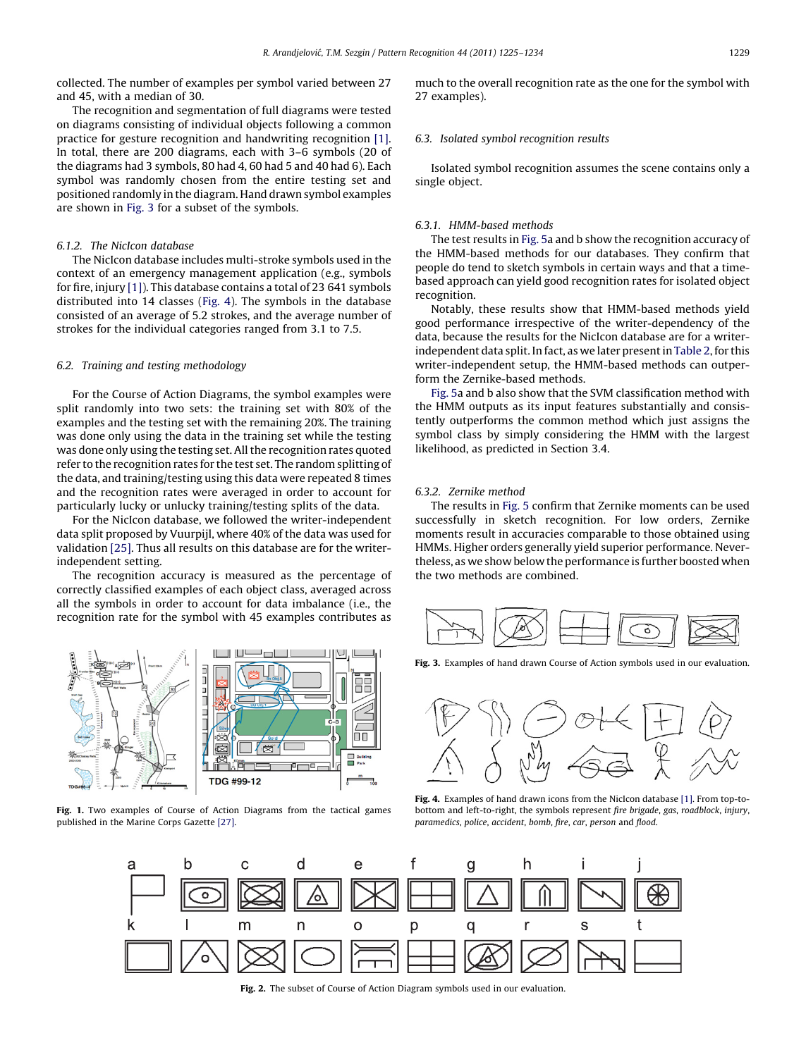collected. The number of examples per symbol varied between 27 and 45, with a median of 30.

The recognition and segmentation of full diagrams were tested on diagrams consisting of individual objects following a common practice for gesture recognition and handwriting recognition [1]. In total, there are 200 diagrams, each with 3–6 symbols (20 of the diagrams had 3 symbols, 80 had 4, 60 had 5 and 40 had 6). Each symbol was randomly chosen from the entire testing set and positioned randomly in the diagram. Hand drawn symbol examples are shown in Fig. 3 for a subset of the symbols.

#### 6.1.2. The NicIcon database

The NicIcon database includes multi-stroke symbols used in the context of an emergency management application (e.g., symbols for fire, injury [1]). This database contains a total of 23 641 symbols distributed into 14 classes (Fig. 4). The symbols in the database consisted of an average of 5.2 strokes, and the average number of strokes for the individual categories ranged from 3.1 to 7.5.

### 6.2. Training and testing methodology

For the Course of Action Diagrams, the symbol examples were split randomly into two sets: the training set with 80% of the examples and the testing set with the remaining 20%. The training was done only using the data in the training set while the testing was done only using the testing set. All the recognition rates quoted refer to the recognition rates for the test set. The random splitting of the data, and training/testing using this data were repeated 8 times and the recognition rates were averaged in order to account for particularly lucky or unlucky training/testing splits of the data.

For the NicIcon database, we followed the writer-independent data split proposed by Vuurpijl, where 40% of the data was used for validation [25]. Thus all results on this database are for the writer-independent setting.

The recognition accuracy is measured as the percentage of correctly classified examples of each object class, averaged across all the symbols in order to account for data imbalance (i.e., the recognition rate for the symbol with 45 examples contributes as much to the overall recognition rate as the one for the symbol with 27 examples).

**Fig. 1.** Two examples of Course of Action Diagrams from the tactical games published in the Marine Corps Gazette [27].

### 6.3. Isolated symbol recognition results

Isolated symbol recognition assumes the scene contains only a single object.

#### 6.3.1. HMM-based methods

The test results in Fig. 5a and b show the recognition accuracy of the HMM-based methods for our databases. They confirm that people do tend to sketch symbols in certain ways and that a time-based approach can yield good recognition rates for isolated object recognition.

Notably, these results show that HMM-based methods yield good performance irrespective of the writer-dependency of the data, because the results for the NicIcon database are for a writer-independent data split. In fact, as we later present in Table 2, for this writer-independent setup, the HMM-based methods can outperform the Zernike-based methods.

Fig. 5a and b also show that the SVM classification method with the HMM outputs as its input features substantially and consistently outperforms the common method which just assigns the symbol class by simply considering the HMM with the largest likelihood, as predicted in Section 3.4.

#### 6.3.2. Zernike method

The results in Fig. 5 confirm that Zernike moments can be used successfully in sketch recognition. For low orders, Zernike moments result in accuracies comparable to those obtained using HMMs. Higher orders generally yield superior performance. Nevertheless, as we show below the performance is further boosted when the two methods are combined.

**Fig. 3.** Examples of hand drawn Course of Action symbols used in our evaluation.

**Fig. 4.** Examples of hand drawn icons from the NicIcon database [1]. From top-to-bottom and left-to-right, the symbols represent *fire brigade*, *gas*, *roadblock*, *injury*, *paramedics*, *police*, *accident*, *bomb*, *fire*, *car*, *person* and *flood*.

**Fig. 2.** The subset of Course of Action Diagram symbols used in our evaluation.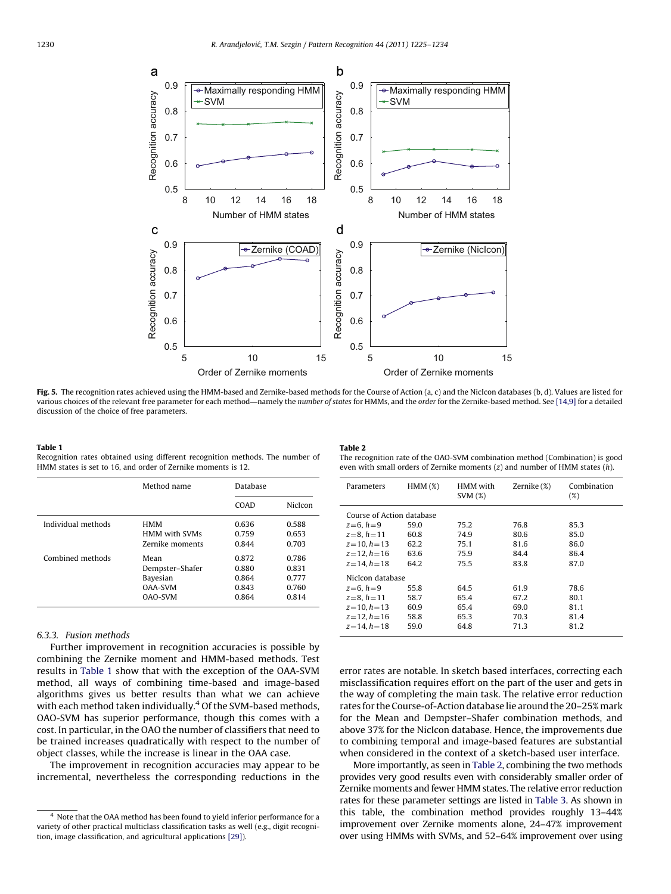Fig. 5. The recognition rates achieved using the HMM-based and Zernike-based methods for the Course of Action (a, c) and the NicIcon databases (b, d). Values are listed for various choices of the relevant free parameter for each method—namely the *number of states* for HMMs, and the *order* for the Zernike-based method. See [14,9] for a detailed discussion of the choice of free parameters.

**Table 1**
Recognition rates obtained using different recognition methods. The number of HMM states is set to 16, and order of Zernike moments is 12.

| | Method name | Database | |
|---|---|---|---|
| | | COAD | NicIcon |
| Individual methods | HMM | 0.636 | 0.588 |
| | HMM with SVMs | 0.759 | 0.653 |
| | Zernike moments | 0.844 | 0.703 |
| Combined methods | Mean | 0.872 | 0.786 |
| | Dempster–Shafer | 0.880 | 0.831 |
| | Bayesian | 0.864 | 0.777 |
| | OAA-SVM | 0.843 | 0.760 |
| | OAO-SVM | 0.864 | 0.814 |

### 6.3.3. Fusion methods

Further improvement in recognition accuracies is possible by combining the Zernike moment and HMM-based methods. Test results in Table 1 show that with the exception of the OAA-SVM method, all ways of combining time-based and image-based algorithms gives us better results than what we can achieve with each method taken individually.[4] Of the SVM-based methods, OAO-SVM has superior performance, though this comes with a cost. In particular, in the OAO the number of classifiers that need to be trained increases quadratically with respect to the number of object classes, while the increase is linear in the OAA case.

The improvement in recognition accuracies may appear to be incremental, nevertheless the corresponding reductions in the error rates are notable. In sketch based interfaces, correcting each misclassification requires effort on the part of the user and gets in the way of completing the main task. The relative error reduction rates for the Course-of-Action database lie around the 20–25% mark for the Mean and Dempster–Shafer combination methods, and above 37% for the NicIcon database. Hence, the improvements due to combining temporal and image-based features are substantial when considered in the context of a sketch-based user interface.

More importantly, as seen in Table 2, combining the two methods provides very good results even with considerably smaller order of Zernike moments and fewer HMM states. The relative error reduction rates for these parameter settings are listed in Table 3. As shown in this table, the combination method provides roughly 13–44% improvement over Zernike moments alone, 24–47% improvement over using HMMs with SVMs, and 52–64% improvement over using

**Table 2**
The recognition rate of the OAO-SVM combination method (Combination) is good even with small orders of Zernike moments ($z$) and number of HMM states ($h$).

| Parameters | HMM (%) | HMM with SVM (%) | Zernike (%) | Combination (%) |
|---|---|---|---|---|
| Course of Action database | | | | |
| $z=6$, $h=9$ | 59.0 | 75.2 | 76.8 | 85.3 |
| $z=8$, $h=11$ | 60.8 | 74.9 | 80.6 | 85.0 |
| $z=10$, $h=13$ | 62.2 | 75.1 | 81.6 | 86.0 |
| $z=12$, $h=16$ | 63.6 | 75.9 | 84.4 | 86.4 |
| $z=14$, $h=18$ | 64.2 | 75.5 | 83.8 | 87.0 |
| NicIcon database | | | | |
| $z=6$, $h=9$ | 55.8 | 64.5 | 61.9 | 78.6 |
| $z=8$, $h=11$ | 58.7 | 65.4 | 67.2 | 80.1 |
| $z=10$, $h=13$ | 60.9 | 65.4 | 69.0 | 81.1 |
| $z=12$, $h=16$ | 58.8 | 65.3 | 70.3 | 81.4 |
| $z=14$, $h=18$ | 59.0 | 64.8 | 71.3 | 81.2 |

[4] Note that the OAA method has been found to yield inferior performance for a variety of other practical multiclass classification tasks as well (e.g., digit recognition, image classification, and agricultural applications [29]).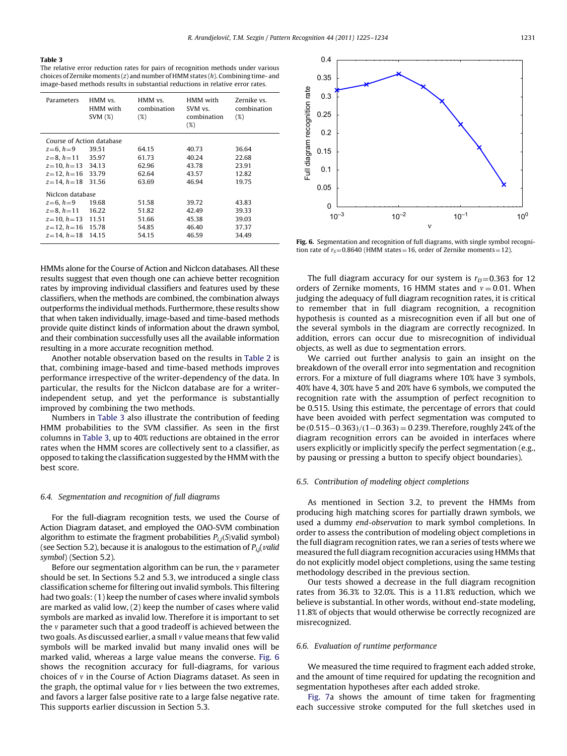**Table 3**
The relative error reduction rates for pairs of recognition methods under various choices of Zernike moments ($z$) and number of HMM states ($h$). Combining time- and image-based methods results in substantial reductions in relative error rates.

| Parameters | HMM vs. HMM with SVM (%) | HMM vs. combination (%) | HMM with SVM vs. combination (%) | Zernike vs. combination (%) |
|---|---|---|---|---|
| *Course of Action database* | | | | |
| $z=6$, $h=9$ | 39.51 | 64.15 | 40.73 | 36.64 |
| $z=8$, $h=11$ | 35.97 | 61.73 | 40.24 | 22.68 |
| $z=10$, $h=13$ | 34.13 | 62.96 | 43.78 | 23.91 |
| $z=12$, $h=16$ | 33.79 | 62.64 | 43.57 | 12.82 |
| $z=14$, $h=18$ | 31.56 | 63.69 | 46.94 | 19.75 |
| *NicIcon database* | | | | |
| $z=6$, $h=9$ | 19.68 | 51.58 | 39.72 | 43.83 |
| $z=8$, $h=11$ | 16.22 | 51.82 | 42.49 | 39.33 |
| $z=10$, $h=13$ | 11.51 | 51.66 | 45.38 | 39.03 |
| $z=12$, $h=16$ | 15.78 | 54.85 | 46.40 | 37.37 |
| $z=14$, $h=18$ | 14.15 | 54.15 | 46.59 | 34.49 |

HMMs alone for the Course of Action and NicIcon databases. All these results suggest that even though one can achieve better recognition rates by improving individual classifiers and features used by these classifiers, when the methods are combined, the combination always outperforms the individual methods. Furthermore, these results show that when taken individually, image-based and time-based methods provide quite distinct kinds of information about the drawn symbol, and their combination successfully uses all the available information resulting in a more accurate recognition method.

Another notable observation based on the results in Table 2 is that, combining image-based and time-based methods improves performance irrespective of the writer-dependency of the data. In particular, the results for the NicIcon database are for a writer-independent setup, and yet the performance is substantially improved by combining the two methods.

Numbers in Table 3 also illustrate the contribution of feeding HMM probabilities to the SVM classifier. As seen in the first columns in Table 3, up to 40% reductions are obtained in the error rates when the HMM scores are collectively sent to a classifier, as opposed to taking the classification suggested by the HMM with the best score.

### 6.4. Segmentation and recognition of full diagrams

For the full-diagram recognition tests, we used the Course of Action Diagram dataset, and employed the OAO-SVM combination algorithm to estimate the fragment probabilities $P_{i,j}(S|\text{valid symbol})$ (see Section 5.2), because it is analogous to the estimation of $P_{i,j}(\text{valid symbol})$ (Section 5.2).

Before our segmentation algorithm can be run, the $v$ parameter should be set. In Sections 5.2 and 5.3, we introduced a single class classification scheme for filtering out invalid symbols. This filtering had two goals: (1) keep the number of cases where invalid symbols are marked as valid low, (2) keep the number of cases where valid symbols are marked as invalid low. Therefore it is important to set the $v$ parameter such that a good tradeoff is achieved between the two goals. As discussed earlier, a small $v$ value means that few valid symbols will be marked invalid but many invalid ones will be marked valid, whereas a large value means the converse. Fig. 6 shows the recognition accuracy for full-diagrams, for various choices of $v$ in the Course of Action Diagrams dataset. As seen in the graph, the optimal value for $v$ lies between the two extremes, and favors a larger false positive rate to a large false negative rate. This supports earlier discussion in Section 5.3.

**Fig. 6.** Segmentation and recognition of full diagrams, with single symbol recognition rate of $r_S=0.8640$ (HMM states = 16, order of Zernike moments = 12).

The full diagram accuracy for our system is $r_D=0.363$ for 12 orders of Zernike moments, 16 HMM states and $v=0.01$. When judging the adequacy of full diagram recognition rates, it is critical to remember that in full diagram recognition, a recognition hypothesis is counted as a misrecognition even if all but one of the several symbols in the diagram are correctly recognized. In addition, errors can occur due to misrecognition of individual objects, as well as due to segmentation errors.

We carried out further analysis to gain an insight on the breakdown of the overall error into segmentation and recognition errors. For a mixture of full diagrams where 10% have 3 symbols, 40% have 4, 30% have 5 and 20% have 6 symbols, we computed the recognition rate with the assumption of perfect recognition to be 0.515. Using this estimate, the percentage of errors that could have been avoided with perfect segmentation was computed to be $(0.515-0.363)/(1-0.363)=0.239$. Therefore, roughly 24% of the diagram recognition errors can be avoided in interfaces where users explicitly or implicitly specify the perfect segmentation (e.g., by pausing or pressing a button to specify object boundaries).

### 6.5. Contribution of modeling object completions

As mentioned in Section 3.2, to prevent the HMMs from producing high matching scores for partially drawn symbols, we used a dummy *end-observation* to mark symbol completions. In order to assess the contribution of modeling object completions in the full diagram recognition rates, we ran a series of tests where we measured the full diagram recognition accuracies using HMMs that do not explicitly model object completions, using the same testing methodology described in the previous section.

Our tests showed a decrease in the full diagram recognition rates from 36.3% to 32.0%. This is a 11.8% reduction, which we believe is substantial. In other words, without end-state modeling, 11.8% of objects that would otherwise be correctly recognized are misrecognized.

### 6.6. Evaluation of runtime performance

We measured the time required to fragment each added stroke, and the amount of time required for updating the recognition and segmentation hypotheses after each added stroke.

Fig. 7a shows the amount of time taken for fragmenting each successive stroke computed for the full sketches used in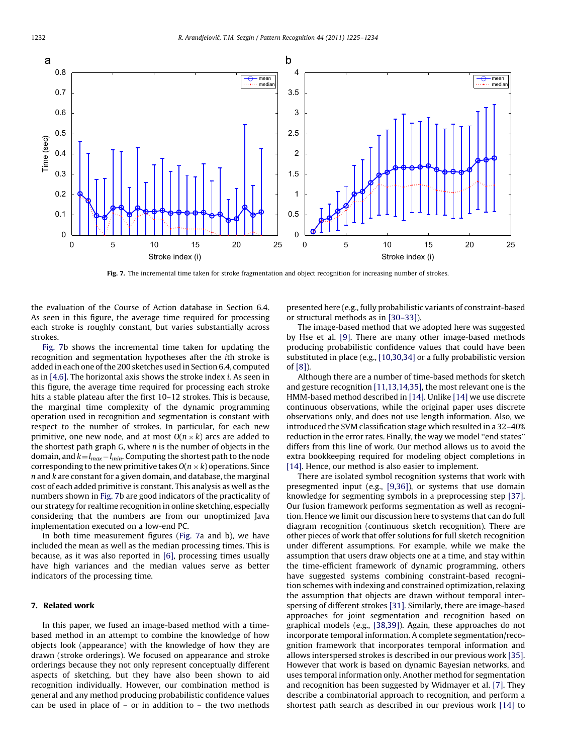Fig. 7. The incremental time taken for stroke fragmentation and object recognition for increasing number of strokes.

the evaluation of the Course of Action database in Section 6.4. As seen in this figure, the average time required for processing each stroke is roughly constant, but varies substantially across strokes.

Fig. 7b shows the incremental time taken for updating the recognition and segmentation hypotheses after the *i*th stroke is added in each one of the 200 sketches used in Section 6.4, computed as in [4,6]. The horizontal axis shows the stroke index *i*. As seen in this figure, the average time required for processing each stroke hits a stable plateau after the first 10–12 strokes. This is because, the marginal time complexity of the dynamic programming operation used in recognition and segmentation is constant with respect to the number of strokes. In particular, for each new primitive, one new node, and at most $O(n \times k)$ arcs are added to the shortest path graph $G$, where $n$ is the number of objects in the domain, and $k = l_{max} - l_{min}$. Computing the shortest path to the node corresponding to the new primitive takes $O(n \times k)$ operations. Since $n$ and $k$ are constant for a given domain, and database, the marginal cost of each added primitive is constant. This analysis as well as the numbers shown in Fig. 7b are good indicators of the practicality of our strategy for realtime recognition in online sketching, especially considering that the numbers are from our unoptimized Java implementation executed on a low-end PC.

In both time measurement figures (Fig. 7a and b), we have included the mean as well as the median processing times. This is because, as it was also reported in [6], processing times usually have high variances and the median values serve as better indicators of the processing time.

## 7. Related work

In this paper, we fused an image-based method with a time-based method in an attempt to combine the knowledge of how objects look (appearance) with the knowledge of how they are drawn (stroke orderings). We focused on appearance and stroke orderings because they not only represent conceptually different aspects of sketching, but they have also been shown to aid recognition individually. However, our combination method is general and any method producing probabilistic confidence values can be used in place of – or in addition to – the two methods presented here (e.g., fully probabilistic variants of constraint-based or structural methods as in [30–33]).

The image-based method that we adopted here was suggested by Hse et al. [9]. There are many other image-based methods producing probabilistic confidence values that could have been substituted in place (e.g., [10,30,34] or a fully probabilistic version of [8]).

Although there are a number of time-based methods for sketch and gesture recognition [11,13,14,35], the most relevant one is the HMM-based method described in [14]. Unlike [14] we use discrete continuous observations, while the original paper uses discrete observations only, and does not use length information. Also, we introduced the SVM classification stage which resulted in a 32–40% reduction in the error rates. Finally, the way we model ''end states'' differs from this line of work. Our method allows us to avoid the extra bookkeeping required for modeling object completions in [14]. Hence, our method is also easier to implement.

There are isolated symbol recognition systems that work with presegmented input (e.g., [9,36]), or systems that use domain knowledge for segmenting symbols in a preprocessing step [37]. Our fusion framework performs segmentation as well as recognition. Hence we limit our discussion here to systems that can do full diagram recognition (continuous sketch recognition). There are other pieces of work that offer solutions for full sketch recognition under different assumptions. For example, while we make the assumption that users draw objects one at a time, and stay within the time-efficient framework of dynamic programming, others have suggested systems combining constraint-based recognition schemes with indexing and constrained optimization, relaxing the assumption that objects are drawn without temporal interspersing of different strokes [31]. Similarly, there are image-based approaches for joint segmentation and recognition based on graphical models (e.g., [38,39]). Again, these approaches do not incorporate temporal information. A complete segmentation/recognition framework that incorporates temporal information and allows interspersed strokes is described in our previous work [35]. However that work is based on dynamic Bayesian networks, and uses temporal information only. Another method for segmentation and recognition has been suggested by Widmayer et al. [7]. They describe a combinatorial approach to recognition, and perform a shortest path search as described in our previous work [14] to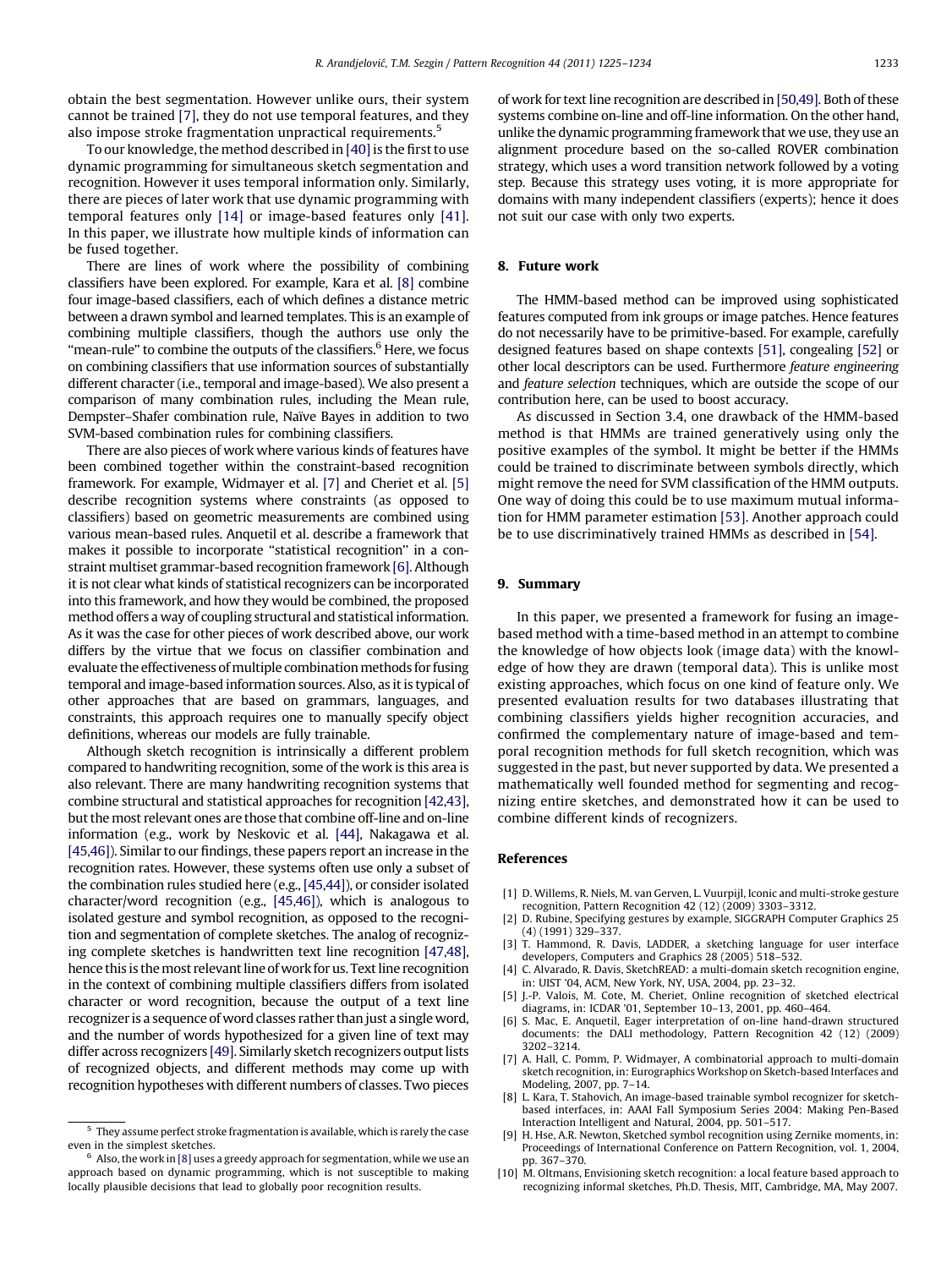obtain the best segmentation. However unlike ours, their system cannot be trained [7], they do not use temporal features, and they also impose stroke fragmentation unpractical requirements.[5]

To our knowledge, the method described in [40] is the first to use dynamic programming for simultaneous sketch segmentation and recognition. However it uses temporal information only. Similarly, there are pieces of later work that use dynamic programming with temporal features only [14] or image-based features only [41]. In this paper, we illustrate how multiple kinds of information can be fused together.

There are lines of work where the possibility of combining classifiers have been explored. For example, Kara et al. [8] combine four image-based classifiers, each of which defines a distance metric between a drawn symbol and learned templates. This is an example of combining multiple classifiers, though the authors use only the "mean-rule" to combine the outputs of the classifiers.[6] Here, we focus on combining classifiers that use information sources of substantially different character (i.e., temporal and image-based). We also present a comparison of many combination rules, including the Mean rule, Dempster–Shafer combination rule, Naïve Bayes in addition to two SVM-based combination rules for combining classifiers.

There are also pieces of work where various kinds of features have been combined together within the constraint-based recognition framework. For example, Widmayer et al. [7] and Cheriet et al. [5] describe recognition systems where constraints (as opposed to classifiers) based on geometric measurements are combined using various mean-based rules. Anquetil et al. describe a framework that makes it possible to incorporate "statistical recognition" in a constraint multiset grammar-based recognition framework [6]. Although it is not clear what kinds of statistical recognizers can be incorporated into this framework, and how they would be combined, the proposed method offers a way of coupling structural and statistical information. As it was the case for other pieces of work described above, our work differs by the virtue that we focus on classifier combination and evaluate the effectiveness of multiple combination methods for fusing temporal and image-based information sources. Also, as it is typical of other approaches that are based on grammars, languages, and constraints, this approach requires one to manually specify object definitions, whereas our models are fully trainable.

Although sketch recognition is intrinsically a different problem compared to handwriting recognition, some of the work is this area is also relevant. There are many handwriting recognition systems that combine structural and statistical approaches for recognition [42,43], but the most relevant ones are those that combine off-line and on-line information (e.g., work by Neskovic et al. [44], Nakagawa et al. [45,46]). Similar to our findings, these papers report an increase in the recognition rates. However, these systems often use only a subset of the combination rules studied here (e.g., [45,44]), or consider isolated character/word recognition (e.g., [45,46]), which is analogous to isolated gesture and symbol recognition, as opposed to the recognition and segmentation of complete sketches. The analog of recognizing complete sketches is handwritten text line recognition [47,48], hence this is the most relevant line of work for us. Text line recognition in the context of combining multiple classifiers differs from isolated character or word recognition, because the output of a text line recognizer is a sequence of word classes rather than just a single word, and the number of words hypothesized for a given line of text may differ across recognizers [49]. Similarly sketch recognizers output lists of recognized objects, and different methods may come up with recognition hypotheses with different numbers of classes. Two pieces of work for text line recognition are described in [50,49]. Both of these systems combine on-line and off-line information. On the other hand, unlike the dynamic programming framework that we use, they use an alignment procedure based on the so-called ROVER combination strategy, which uses a word transition network followed by a voting step. Because this strategy uses voting, it is more appropriate for domains with many independent classifiers (experts); hence it does not suit our case with only two experts.

[5] They assume perfect stroke fragmentation is available, which is rarely the case even in the simplest sketches.

[6] Also, the work in [8] uses a greedy approach for segmentation, while we use an approach based on dynamic programming, which is not susceptible to making locally plausible decisions that lead to globally poor recognition results.

## 8. Future work

The HMM-based method can be improved using sophisticated features computed from ink groups or image patches. Hence features do not necessarily have to be primitive-based. For example, carefully designed features based on shape contexts [51], congealing [52] or other local descriptors can be used. Furthermore *feature engineering* and *feature selection* techniques, which are outside the scope of our contribution here, can be used to boost accuracy.

As discussed in Section 3.4, one drawback of the HMM-based method is that HMMs are trained generatively using only the positive examples of the symbol. It might be better if the HMMs could be trained to discriminate between symbols directly, which might remove the need for SVM classification of the HMM outputs. One way of doing this could be to use maximum mutual information for HMM parameter estimation [53]. Another approach could be to use discriminatively trained HMMs as described in [54].

## 9. Summary

In this paper, we presented a framework for fusing an image-based method with a time-based method in an attempt to combine the knowledge of how objects look (image data) with the knowledge of how they are drawn (temporal data). This is unlike most existing approaches, which focus on one kind of feature only. We presented evaluation results for two databases illustrating that combining classifiers yields higher recognition accuracies, and confirmed the complementary nature of image-based and temporal recognition methods for full sketch recognition, which was suggested in the past, but never supported by data. We presented a mathematically well founded method for segmenting and recognizing entire sketches, and demonstrated how it can be used to combine different kinds of recognizers.

## References

[1] D. Willems, R. Niels, M. van Gerven, L. Vuurpijl, Iconic and multi-stroke gesture recognition, Pattern Recognition 42 (12) (2009) 3303–3312.

[2] D. Rubine, Specifying gestures by example, SIGGRAPH Computer Graphics 25 (4) (1991) 329–337.

[3] T. Hammond, R. Davis, LADDER, a sketching language for user interface developers, Computers and Graphics 28 (2005) 518–532.

[4] C. Alvarado, R. Davis, SketchREAD: a multi-domain sketch recognition engine, in: UIST '04, ACM, New York, NY, USA, 2004, pp. 23–32.

[5] J.-P. Valois, M. Cote, M. Cheriet, Online recognition of sketched electrical diagrams, in: ICDAR '01, September 10–13, 2001, pp. 460–464.

[6] S. Mac, E. Anquetil, Eager interpretation of on-line hand-drawn structured documents: the DALI methodology, Pattern Recognition 42 (12) (2009) 3202–3214.

[7] A. Hall, C. Pomm, P. Widmayer, A combinatorial approach to multi-domain sketch recognition, in: Eurographics Workshop on Sketch-based Interfaces and Modeling, 2007, pp. 7–14.

[8] L. Kara, T. Stahovich, An image-based trainable symbol recognizer for sketch-based interfaces, in: AAAI Fall Symposium Series 2004: Making Pen-Based Interaction Intelligent and Natural, 2004, pp. 501–517.

[9] H. Hse, A.R. Newton, Sketched symbol recognition using Zernike moments, in: Proceedings of International Conference on Pattern Recognition, vol. 1, 2004, pp. 367–370.

[10] M. Oltmans, Envisioning sketch recognition: a local feature based approach to recognizing informal sketches, Ph.D. Thesis, MIT, Cambridge, MA, May 2007.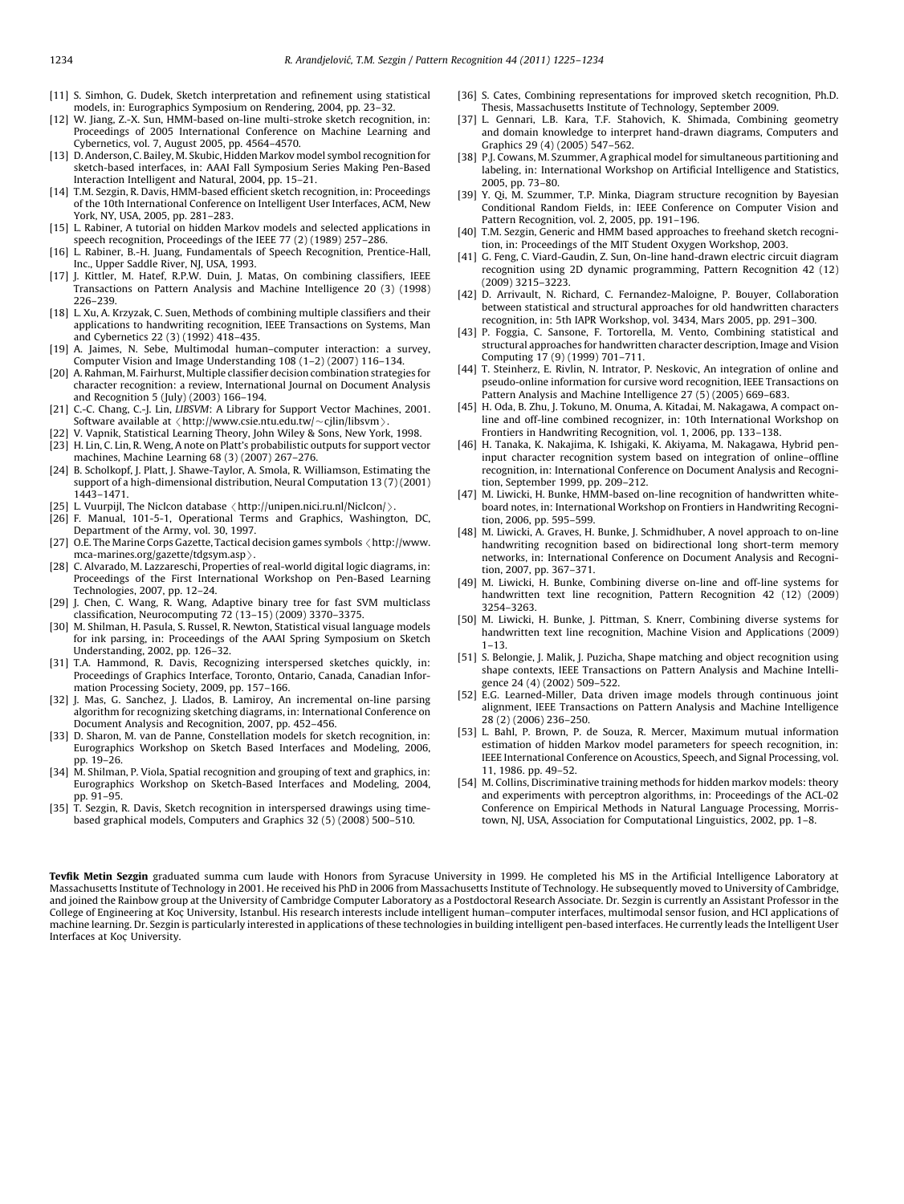[11] S. Simhon, G. Dudek, Sketch interpretation and refinement using statistical models, in: Eurographics Symposium on Rendering, 2004, pp. 23–32.

[12] W. Jiang, Z.-X. Sun, HMM-based on-line multi-stroke sketch recognition, in: Proceedings of 2005 International Conference on Machine Learning and Cybernetics, vol. 7, August 2005, pp. 4564–4570.

[13] D. Anderson, C. Bailey, M. Skubic, Hidden Markov model symbol recognition for sketch-based interfaces, in: AAAI Fall Symposium Series Making Pen-Based Interaction Intelligent and Natural, 2004, pp. 15–21.

[14] T.M. Sezgin, R. Davis, HMM-based efficient sketch recognition, in: Proceedings of the 10th International Conference on Intelligent User Interfaces, ACM, New York, NY, USA, 2005, pp. 281–283.

[15] L. Rabiner, A tutorial on hidden Markov models and selected applications in speech recognition, Proceedings of the IEEE 77 (2) (1989) 257–286.

[16] L. Rabiner, B.-H. Juang, Fundamentals of Speech Recognition, Prentice-Hall, Inc., Upper Saddle River, NJ, USA, 1993.

[17] J. Kittler, M. Hatef, R.P.W. Duin, J. Matas, On combining classifiers, IEEE Transactions on Pattern Analysis and Machine Intelligence 20 (3) (1998) 226–239.

[18] L. Xu, A. Krzyzak, C. Suen, Methods of combining multiple classifiers and their applications to handwriting recognition, IEEE Transactions on Systems, Man and Cybernetics 22 (3) (1992) 418–435.

[19] A. Jaimes, N. Sebe, Multimodal human–computer interaction: a survey, Computer Vision and Image Understanding 108 (1–2) (2007) 116–134.

[20] A. Rahman, M. Fairhurst, Multiple classifier decision combination strategies for character recognition: a review, International Journal on Document Analysis and Recognition 5 (July) (2003) 166–194.

[21] C.-C. Chang, C.-J. Lin, *LIBSVM*: A Library for Support Vector Machines, 2001. Software available at ⟨http://www.csie.ntu.edu.tw/~cjlin/libsvm⟩.

[22] V. Vapnik, Statistical Learning Theory, John Wiley & Sons, New York, 1998.

[23] H. Lin, C. Lin, R. Weng, A note on Platt's probabilistic outputs for support vector machines, Machine Learning 68 (3) (2007) 267–276.

[24] B. Scholkopf, J. Platt, J. Shawe-Taylor, A. Smola, R. Williamson, Estimating the support of a high-dimensional distribution, Neural Computation 13 (7) (2001) 1443–1471.

[25] L. Vuurpijl, The NicIcon database ⟨http://unipen.nici.ru.nl/NicIcon/⟩.

[26] F. Manual, 101-5-1, Operational Terms and Graphics, Washington, DC, Department of the Army, vol. 30, 1997.

[27] O.E. The Marine Corps Gazette, Tactical decision games symbols ⟨http://www.mca-marines.org/gazette/tdgsym.asp⟩.

[28] C. Alvarado, M. Lazzareschi, Properties of real-world digital logic diagrams, in: Proceedings of the First International Workshop on Pen-Based Learning Technologies, 2007, pp. 12–24.

[29] J. Chen, C. Wang, R. Wang, Adaptive binary tree for fast SVM multiclass classification, Neurocomputing 72 (13–15) (2009) 3370–3375.

[30] M. Shilman, H. Pasula, S. Russel, R. Newton, Statistical visual language models for ink parsing, in: Proceedings of the AAAI Spring Symposium on Sketch Understanding, 2002, pp. 126–32.

[31] T.A. Hammond, R. Davis, Recognizing interspersed sketches quickly, in: Proceedings of Graphics Interface, Toronto, Ontario, Canada, Canadian Information Processing Society, 2009, pp. 157–166.

[32] J. Mas, G. Sanchez, J. Llados, B. Lamiroy, An incremental on-line parsing algorithm for recognizing sketching diagrams, in: International Conference on Document Analysis and Recognition, 2007, pp. 452–456.

[33] D. Sharon, M. van de Panne, Constellation models for sketch recognition, in: Eurographics Workshop on Sketch Based Interfaces and Modeling, 2006, pp. 19–26.

[34] M. Shilman, P. Viola, Spatial recognition and grouping of text and graphics, in: Eurographics Workshop on Sketch-Based Interfaces and Modeling, 2004, pp. 91–95.

[35] T. Sezgin, R. Davis, Sketch recognition in interspersed drawings using time-based graphical models, Computers and Graphics 32 (5) (2008) 500–510.

[36] S. Cates, Combining representations for improved sketch recognition, Ph.D. Thesis, Massachusetts Institute of Technology, September 2009.

[37] L. Gennari, L.B. Kara, T.F. Stahovich, K. Shimada, Combining geometry and domain knowledge to interpret hand-drawn diagrams, Computers and Graphics 29 (4) (2005) 547–562.

[38] P.J. Cowans, M. Szummer, A graphical model for simultaneous partitioning and labeling, in: International Workshop on Artificial Intelligence and Statistics, 2005, pp. 73–80.

[39] Y. Qi, M. Szummer, T.P. Minka, Diagram structure recognition by Bayesian Conditional Random Fields, in: IEEE Conference on Computer Vision and Pattern Recognition, vol. 2, 2005, pp. 191–196.

[40] T.M. Sezgin, Generic and HMM based approaches to freehand sketch recognition, in: Proceedings of the MIT Student Oxygen Workshop, 2003.

[41] G. Feng, C. Viard-Gaudin, Z. Sun, On-line hand-drawn electric circuit diagram recognition using 2D dynamic programming, Pattern Recognition 42 (12) (2009) 3215–3223.

[42] D. Arrivault, N. Richard, C. Fernandez-Maloigne, P. Bouyer, Collaboration between statistical and structural approaches for old handwritten characters recognition, in: 5th IAPR Workshop, vol. 3434, Mars 2005, pp. 291–300.

[43] P. Foggia, C. Sansone, F. Tortorella, M. Vento, Combining statistical and structural approaches for handwritten character description, Image and Vision Computing 17 (9) (1999) 701–711.

[44] T. Steinherz, E. Rivlin, N. Intrator, P. Neskovic, An integration of online and pseudo-online information for cursive word recognition, IEEE Transactions on Pattern Analysis and Machine Intelligence 27 (5) (2005) 669–683.

[45] H. Oda, B. Zhu, J. Tokuno, M. Onuma, A. Kitadai, M. Nakagawa, A compact on-line and off-line combined recognizer, in: 10th International Workshop on Frontiers in Handwriting Recognition, vol. 1, 2006, pp. 133–138.

[46] H. Tanaka, K. Nakajima, K. Ishigaki, K. Akiyama, M. Nakagawa, Hybrid pen-input character recognition system based on integration of online–offline recognition, in: International Conference on Document Analysis and Recognition, September 1999, pp. 209–212.

[47] M. Liwicki, H. Bunke, HMM-based on-line recognition of handwritten whiteboard notes, in: International Workshop on Frontiers in Handwriting Recognition, 2006, pp. 595–599.

[48] M. Liwicki, A. Graves, H. Bunke, J. Schmidhuber, A novel approach to on-line handwriting recognition based on bidirectional long short-term memory networks, in: International Conference on Document Analysis and Recognition, 2007, pp. 367–371.

[49] M. Liwicki, H. Bunke, Combining diverse on-line and off-line systems for handwritten text line recognition, Pattern Recognition 42 (12) (2009) 3254–3263.

[50] M. Liwicki, H. Bunke, J. Pittman, S. Knerr, Combining diverse systems for handwritten text line recognition, Machine Vision and Applications (2009) 1–13.

[51] S. Belongie, J. Malik, J. Puzicha, Shape matching and object recognition using shape contexts, IEEE Transactions on Pattern Analysis and Machine Intelligence 24 (4) (2002) 509–522.

[52] E.G. Learned-Miller, Data driven image models through continuous joint alignment, IEEE Transactions on Pattern Analysis and Machine Intelligence 28 (2) (2006) 236–250.

[53] L. Bahl, P. Brown, P. de Souza, R. Mercer, Maximum mutual information estimation of hidden Markov model parameters for speech recognition, in: IEEE International Conference on Acoustics, Speech, and Signal Processing, vol. 11, 1986. pp. 49–52.

[54] M. Collins, Discriminative training methods for hidden markov models: theory and experiments with perceptron algorithms, in: Proceedings of the ACL-02 Conference on Empirical Methods in Natural Language Processing, Morristown, NJ, USA, Association for Computational Linguistics, 2002, pp. 1–8.

**Tevfik Metin Sezgin** graduated summa cum laude with Honors from Syracuse University in 1999. He completed his MS in the Artificial Intelligence Laboratory at Massachusetts Institute of Technology in 2001. He received his PhD in 2006 from Massachusetts Institute of Technology. He subsequently moved to University of Cambridge, and joined the Rainbow group at the University of Cambridge Computer Laboratory as a Postdoctoral Research Associate. Dr. Sezgin is currently an Assistant Professor in the College of Engineering at Koç University, Istanbul. His research interests include intelligent human–computer interfaces, multimodal sensor fusion, and HCI applications of machine learning. Dr. Sezgin is particularly interested in applications of these technologies in building intelligent pen-based interfaces. He currently leads the Intelligent User Interfaces at Koç University.